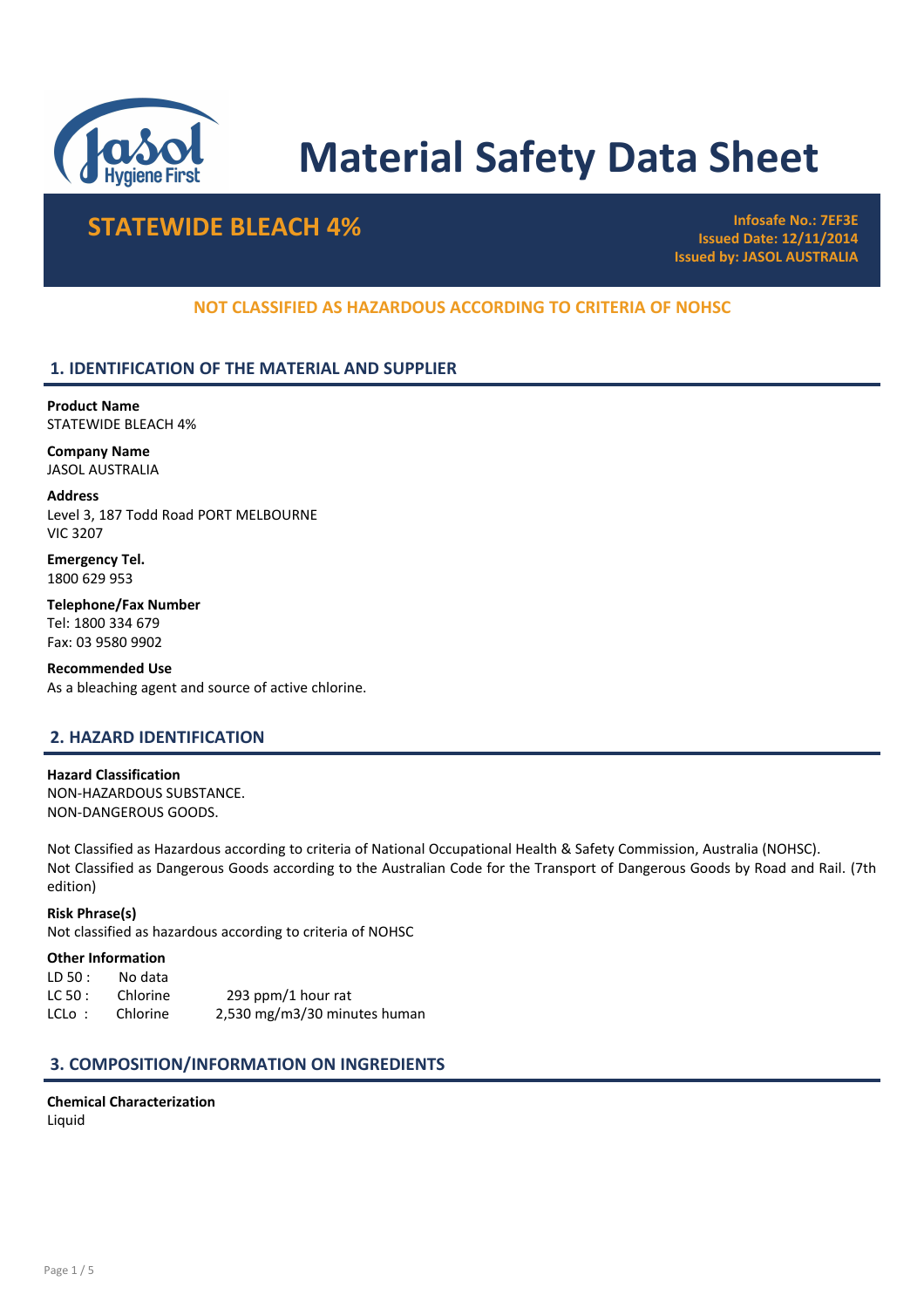# Material Safety Data Sheet

## STATEWIDE BLEACH 4%

**Infosafe No.: 7EF3E**
**Issued Date: 12/11/2014**
**Issued by: JASOL AUSTRALIA**

**NOT CLASSIFIED AS HAZARDOUS ACCORDING TO CRITERIA OF NOHSC**

## 1. IDENTIFICATION OF THE MATERIAL AND SUPPLIER

**Product Name**
STATEWIDE BLEACH 4%

**Company Name**
JASOL AUSTRALIA

**Address**
Level 3, 187 Todd Road PORT MELBOURNE
VIC 3207

**Emergency Tel.**
1800 629 953

**Telephone/Fax Number**
Tel: 1800 334 679
Fax: 03 9580 9902

**Recommended Use**
As a bleaching agent and source of active chlorine.

## 2. HAZARD IDENTIFICATION

**Hazard Classification**
NON-HAZARDOUS SUBSTANCE.
NON-DANGEROUS GOODS.

Not Classified as Hazardous according to criteria of National Occupational Health & Safety Commission, Australia (NOHSC).
Not Classified as Dangerous Goods according to the Australian Code for the Transport of Dangerous Goods by Road and Rail. (7th edition)

**Risk Phrase(s)**
Not classified as hazardous according to criteria of NOHSC

**Other Information**

| | | |
|---|---|---|
| LD 50 : | No data | |
| LC 50 : | Chlorine | 293 ppm/1 hour rat |
| LCLo : | Chlorine | 2,530 mg/m3/30 minutes human |

## 3. COMPOSITION/INFORMATION ON INGREDIENTS

**Chemical Characterization**
Liquid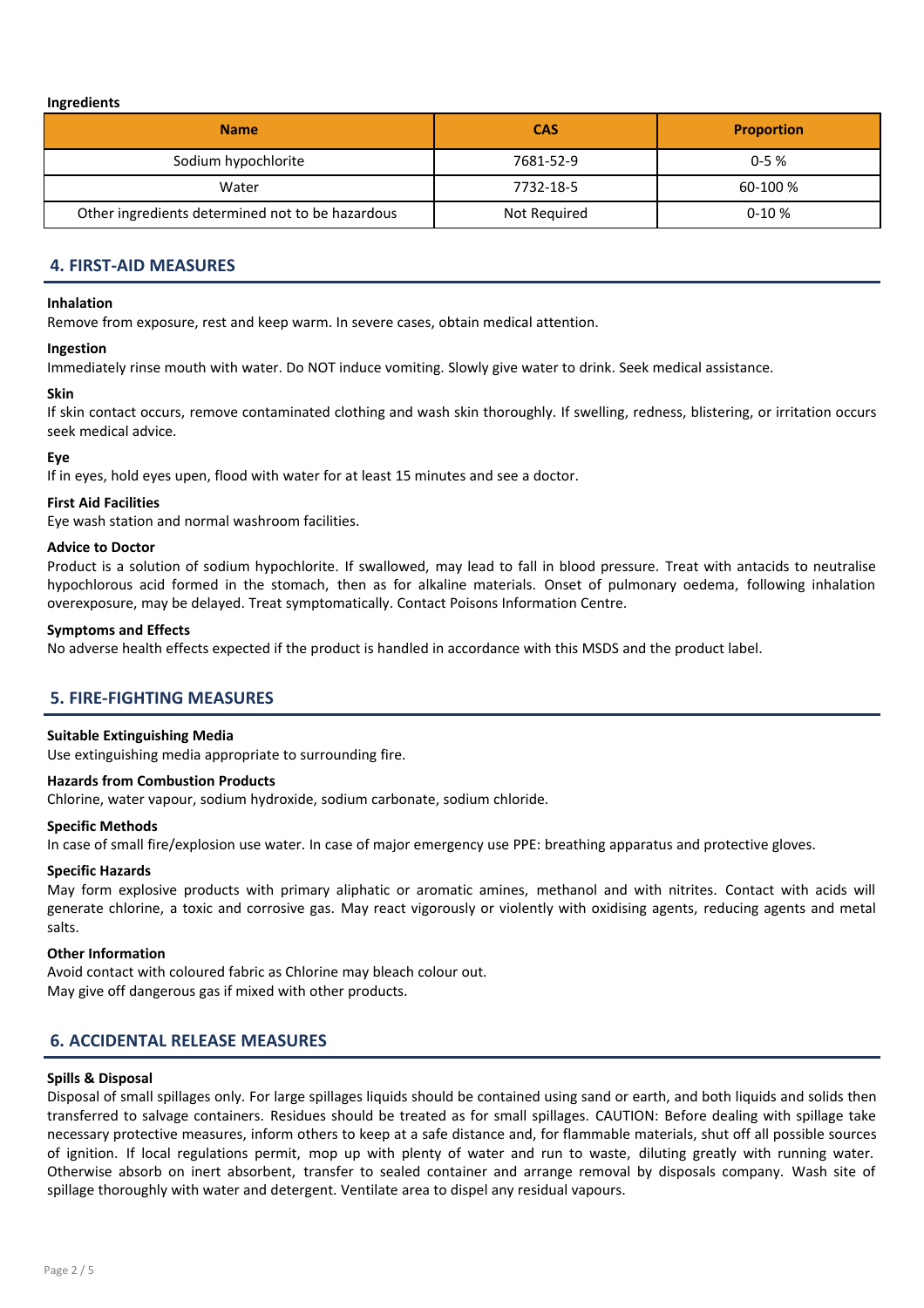**Ingredients**

| Name | CAS | Proportion |
| --- | --- | --- |
| Sodium hypochlorite | 7681-52-9 | 0-5 % |
| Water | 7732-18-5 | 60-100 % |
| Other ingredients determined not to be hazardous | Not Required | 0-10 % |

## 4. FIRST-AID MEASURES

**Inhalation**

Remove from exposure, rest and keep warm. In severe cases, obtain medical attention.

**Ingestion**

Immediately rinse mouth with water. Do NOT induce vomiting. Slowly give water to drink. Seek medical assistance.

**Skin**

If skin contact occurs, remove contaminated clothing and wash skin thoroughly. If swelling, redness, blistering, or irritation occurs seek medical advice.

**Eye**

If in eyes, hold eyes upen, flood with water for at least 15 minutes and see a doctor.

**First Aid Facilities**

Eye wash station and normal washroom facilities.

**Advice to Doctor**

Product is a solution of sodium hypochlorite. If swallowed, may lead to fall in blood pressure. Treat with antacids to neutralise hypochlorous acid formed in the stomach, then as for alkaline materials. Onset of pulmonary oedema, following inhalation overexposure, may be delayed. Treat symptomatically. Contact Poisons Information Centre.

**Symptoms and Effects**

No adverse health effects expected if the product is handled in accordance with this MSDS and the product label.

## 5. FIRE-FIGHTING MEASURES

**Suitable Extinguishing Media**

Use extinguishing media appropriate to surrounding fire.

**Hazards from Combustion Products**

Chlorine, water vapour, sodium hydroxide, sodium carbonate, sodium chloride.

**Specific Methods**

In case of small fire/explosion use water. In case of major emergency use PPE: breathing apparatus and protective gloves.

**Specific Hazards**

May form explosive products with primary aliphatic or aromatic amines, methanol and with nitrites. Contact with acids will generate chlorine, a toxic and corrosive gas. May react vigorously or violently with oxidising agents, reducing agents and metal salts.

**Other Information**

Avoid contact with coloured fabric as Chlorine may bleach colour out.
May give off dangerous gas if mixed with other products.

## 6. ACCIDENTAL RELEASE MEASURES

**Spills & Disposal**

Disposal of small spillages only. For large spillages liquids should be contained using sand or earth, and both liquids and solids then transferred to salvage containers. Residues should be treated as for small spillages. CAUTION: Before dealing with spillage take necessary protective measures, inform others to keep at a safe distance and, for flammable materials, shut off all possible sources of ignition. If local regulations permit, mop up with plenty of water and run to waste, diluting greatly with running water. Otherwise absorb on inert absorbent, transfer to sealed container and arrange removal by disposals company. Wash site of spillage thoroughly with water and detergent. Ventilate area to dispel any residual vapours.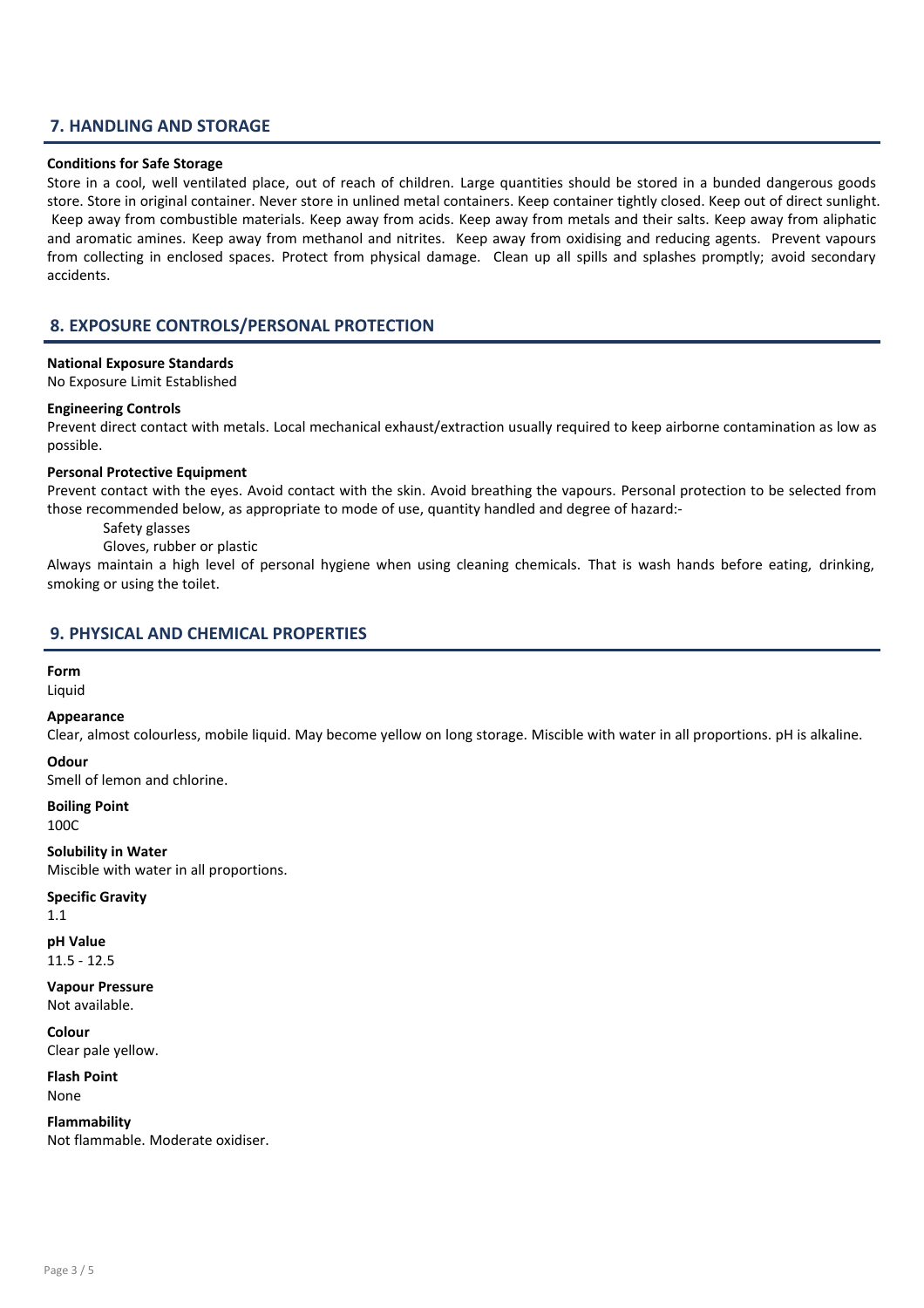## 7. HANDLING AND STORAGE

**Conditions for Safe Storage**

Store in a cool, well ventilated place, out of reach of children. Large quantities should be stored in a bunded dangerous goods store. Store in original container. Never store in unlined metal containers. Keep container tightly closed. Keep out of direct sunlight. Keep away from combustible materials. Keep away from acids. Keep away from metals and their salts. Keep away from aliphatic and aromatic amines. Keep away from methanol and nitrites. Keep away from oxidising and reducing agents. Prevent vapours from collecting in enclosed spaces. Protect from physical damage. Clean up all spills and splashes promptly; avoid secondary accidents.

## 8. EXPOSURE CONTROLS/PERSONAL PROTECTION

**National Exposure Standards**

No Exposure Limit Established

**Engineering Controls**

Prevent direct contact with metals. Local mechanical exhaust/extraction usually required to keep airborne contamination as low as possible.

**Personal Protective Equipment**

Prevent contact with the eyes. Avoid contact with the skin. Avoid breathing the vapours. Personal protection to be selected from those recommended below, as appropriate to mode of use, quantity handled and degree of hazard:-

Safety glasses

Gloves, rubber or plastic

Always maintain a high level of personal hygiene when using cleaning chemicals. That is wash hands before eating, drinking, smoking or using the toilet.

## 9. PHYSICAL AND CHEMICAL PROPERTIES

**Form**

Liquid

**Appearance**

Clear, almost colourless, mobile liquid. May become yellow on long storage. Miscible with water in all proportions. pH is alkaline.

**Odour**

Smell of lemon and chlorine.

**Boiling Point**

100C

**Solubility in Water**

Miscible with water in all proportions.

**Specific Gravity**

1.1

**pH Value**

11.5 - 12.5

**Vapour Pressure**

Not available.

**Colour**

Clear pale yellow.

**Flash Point**

None

**Flammability**

Not flammable. Moderate oxidiser.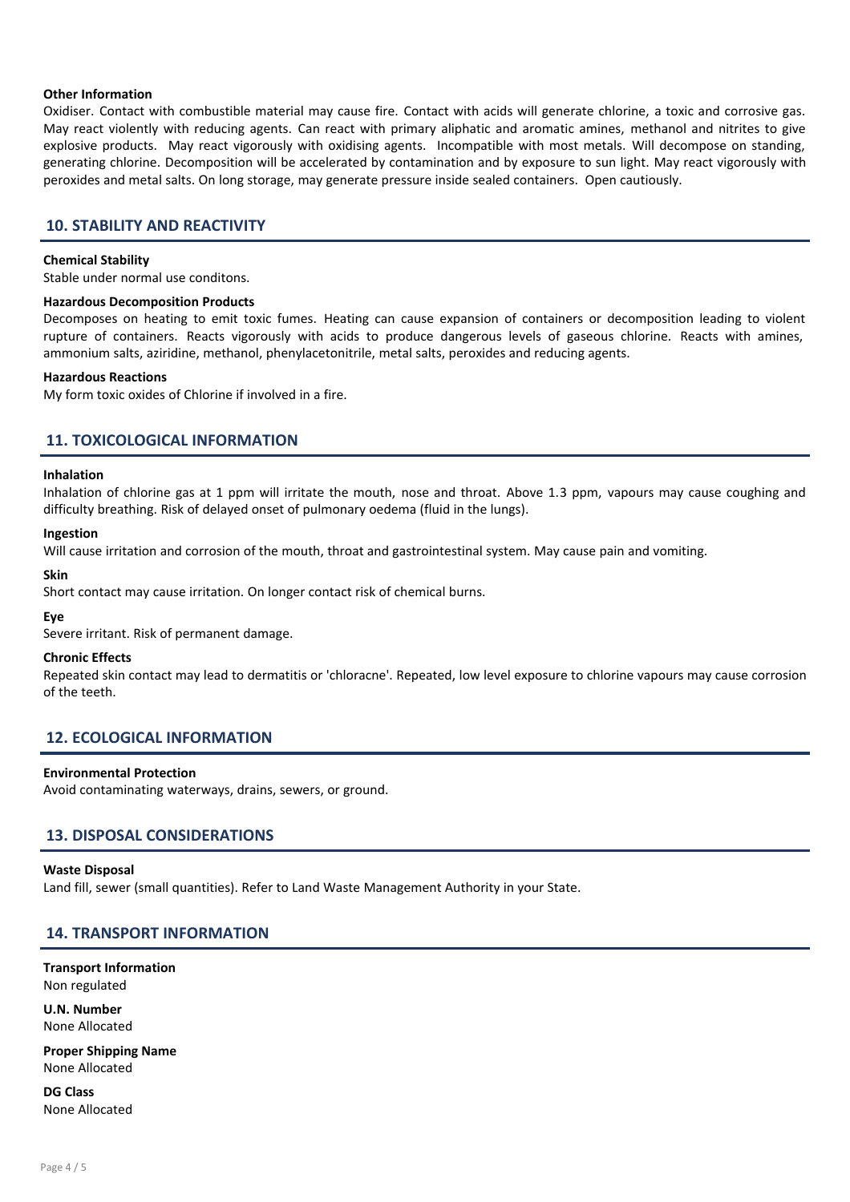**Other Information**

Oxidiser. Contact with combustible material may cause fire. Contact with acids will generate chlorine, a toxic and corrosive gas. May react violently with reducing agents. Can react with primary aliphatic and aromatic amines, methanol and nitrites to give explosive products. May react vigorously with oxidising agents. Incompatible with most metals. Will decompose on standing, generating chlorine. Decomposition will be accelerated by contamination and by exposure to sun light. May react vigorously with peroxides and metal salts. On long storage, may generate pressure inside sealed containers. Open cautiously.

## 10. STABILITY AND REACTIVITY

**Chemical Stability**

Stable under normal use conditons.

**Hazardous Decomposition Products**

Decomposes on heating to emit toxic fumes. Heating can cause expansion of containers or decomposition leading to violent rupture of containers. Reacts vigorously with acids to produce dangerous levels of gaseous chlorine. Reacts with amines, ammonium salts, aziridine, methanol, phenylacetonitrile, metal salts, peroxides and reducing agents.

**Hazardous Reactions**

My form toxic oxides of Chlorine if involved in a fire.

## 11. TOXICOLOGICAL INFORMATION

**Inhalation**

Inhalation of chlorine gas at 1 ppm will irritate the mouth, nose and throat. Above 1.3 ppm, vapours may cause coughing and difficulty breathing. Risk of delayed onset of pulmonary oedema (fluid in the lungs).

**Ingestion**

Will cause irritation and corrosion of the mouth, throat and gastrointestinal system. May cause pain and vomiting.

**Skin**

Short contact may cause irritation. On longer contact risk of chemical burns.

**Eye**

Severe irritant. Risk of permanent damage.

**Chronic Effects**

Repeated skin contact may lead to dermatitis or 'chloracne'. Repeated, low level exposure to chlorine vapours may cause corrosion of the teeth.

## 12. ECOLOGICAL INFORMATION

**Environmental Protection**

Avoid contaminating waterways, drains, sewers, or ground.

## 13. DISPOSAL CONSIDERATIONS

**Waste Disposal**

Land fill, sewer (small quantities). Refer to Land Waste Management Authority in your State.

## 14. TRANSPORT INFORMATION

**Transport Information**

Non regulated

**U.N. Number**

None Allocated

**Proper Shipping Name**

None Allocated

**DG Class**

None Allocated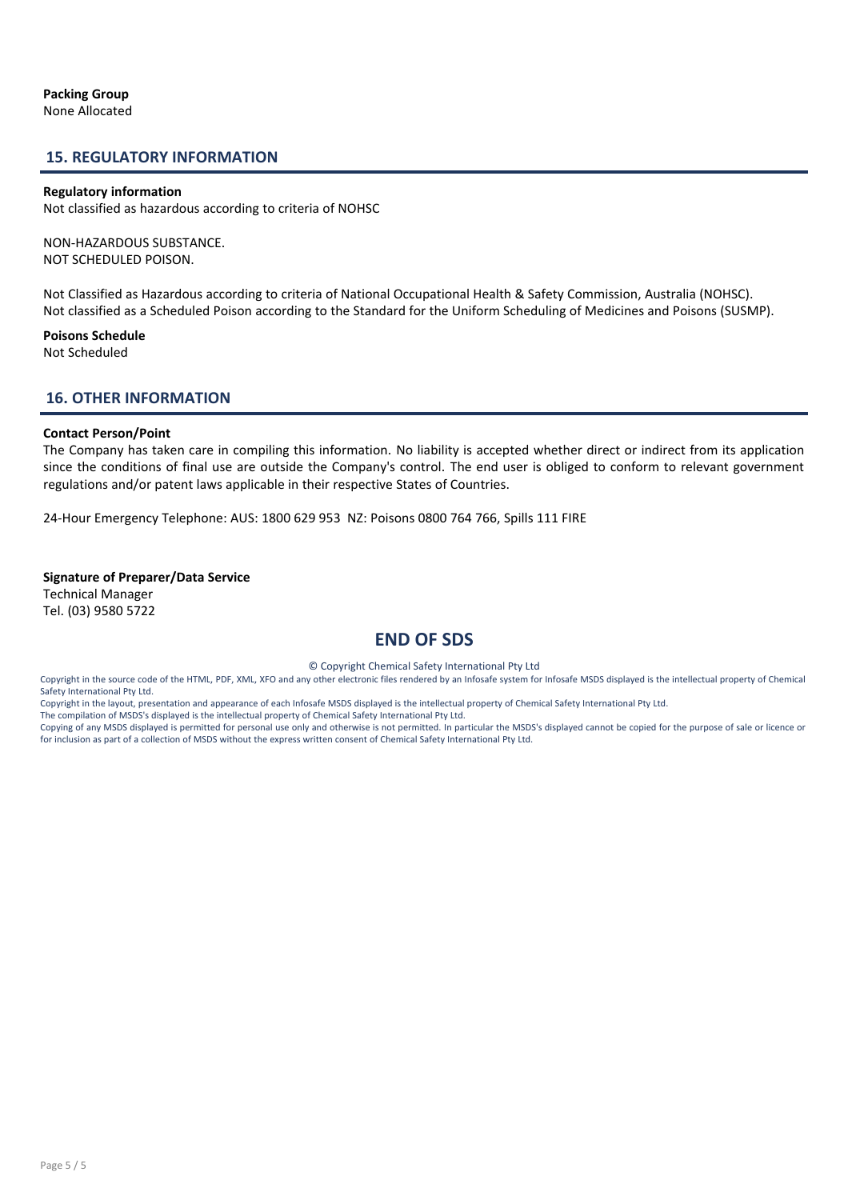**Packing Group**
None Allocated

## 15. REGULATORY INFORMATION

**Regulatory information**
Not classified as hazardous according to criteria of NOHSC

NON-HAZARDOUS SUBSTANCE.
NOT SCHEDULED POISON.

Not Classified as Hazardous according to criteria of National Occupational Health & Safety Commission, Australia (NOHSC).
Not classified as a Scheduled Poison according to the Standard for the Uniform Scheduling of Medicines and Poisons (SUSMP).

**Poisons Schedule**
Not Scheduled

## 16. OTHER INFORMATION

**Contact Person/Point**
The Company has taken care in compiling this information. No liability is accepted whether direct or indirect from its application since the conditions of final use are outside the Company's control. The end user is obliged to conform to relevant government regulations and/or patent laws applicable in their respective States of Countries.

24-Hour Emergency Telephone: AUS: 1800 629 953 NZ: Poisons 0800 764 766, Spills 111 FIRE

**Signature of Preparer/Data Service**
Technical Manager
Tel. (03) 9580 5722

# END OF SDS

© Copyright Chemical Safety International Pty Ltd

Copyright in the source code of the HTML, PDF, XML, XFO and any other electronic files rendered by an Infosafe system for Infosafe MSDS displayed is the intellectual property of Chemical Safety International Pty Ltd.

Copyright in the layout, presentation and appearance of each Infosafe MSDS displayed is the intellectual property of Chemical Safety International Pty Ltd.

The compilation of MSDS's displayed is the intellectual property of Chemical Safety International Pty Ltd.

Copying of any MSDS displayed is permitted for personal use only and otherwise is not permitted. In particular the MSDS's displayed cannot be copied for the purpose of sale or licence or for inclusion as part of a collection of MSDS without the express written consent of Chemical Safety International Pty Ltd.